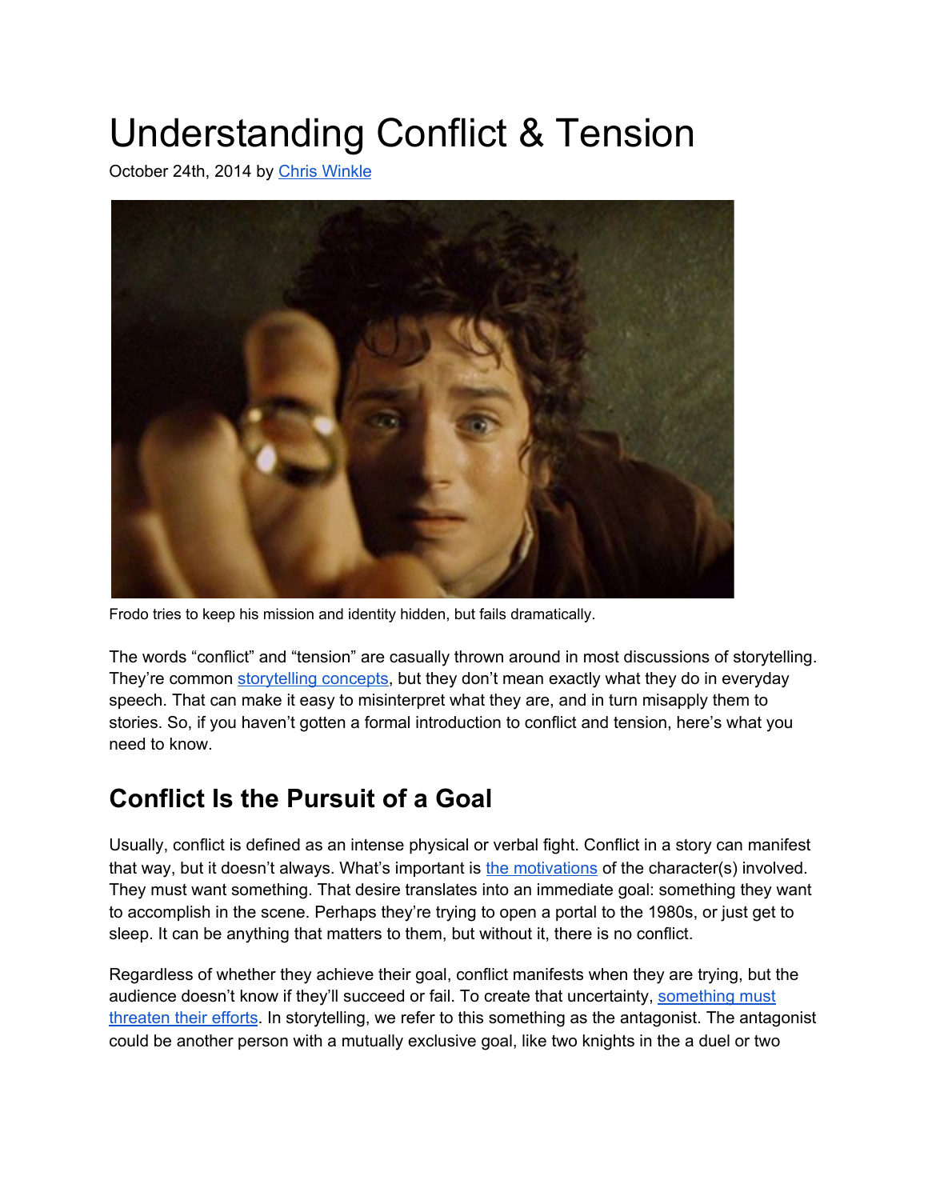# Understanding Conflict & Tension

October 24th, 2014 by Chris Winkle

Frodo tries to keep his mission and identity hidden, but fails dramatically.

The words "conflict" and "tension" are casually thrown around in most discussions of storytelling. They're common storytelling concepts, but they don't mean exactly what they do in everyday speech. That can make it easy to misinterpret what they are, and in turn misapply them to stories. So, if you haven't gotten a formal introduction to conflict and tension, here's what you need to know.

## Conflict Is the Pursuit of a Goal

Usually, conflict is defined as an intense physical or verbal fight. Conflict in a story can manifest that way, but it doesn't always. What's important is the motivations of the character(s) involved. They must want something. That desire translates into an immediate goal: something they want to accomplish in the scene. Perhaps they're trying to open a portal to the 1980s, or just get to sleep. It can be anything that matters to them, but without it, there is no conflict.

Regardless of whether they achieve their goal, conflict manifests when they are trying, but the audience doesn't know if they'll succeed or fail. To create that uncertainty, something must threaten their efforts. In storytelling, we refer to this something as the antagonist. The antagonist could be another person with a mutually exclusive goal, like two knights in the a duel or two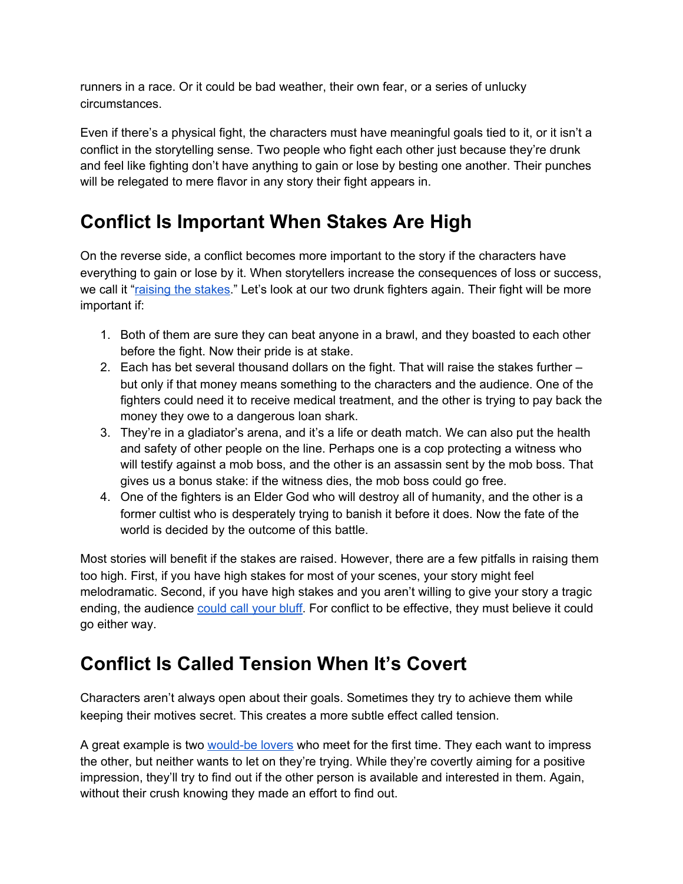runners in a race. Or it could be bad weather, their own fear, or a series of unlucky circumstances.

Even if there's a physical fight, the characters must have meaningful goals tied to it, or it isn't a conflict in the storytelling sense. Two people who fight each other just because they're drunk and feel like fighting don't have anything to gain or lose by besting one another. Their punches will be relegated to mere flavor in any story their fight appears in.

## Conflict Is Important When Stakes Are High

On the reverse side, a conflict becomes more important to the story if the characters have everything to gain or lose by it. When storytellers increase the consequences of loss or success, we call it "raising the stakes." Let's look at our two drunk fighters again. Their fight will be more important if:

1. Both of them are sure they can beat anyone in a brawl, and they boasted to each other before the fight. Now their pride is at stake.
2. Each has bet several thousand dollars on the fight. That will raise the stakes further – but only if that money means something to the characters and the audience. One of the fighters could need it to receive medical treatment, and the other is trying to pay back the money they owe to a dangerous loan shark.
3. They're in a gladiator's arena, and it's a life or death match. We can also put the health and safety of other people on the line. Perhaps one is a cop protecting a witness who will testify against a mob boss, and the other is an assassin sent by the mob boss. That gives us a bonus stake: if the witness dies, the mob boss could go free.
4. One of the fighters is an Elder God who will destroy all of humanity, and the other is a former cultist who is desperately trying to banish it before it does. Now the fate of the world is decided by the outcome of this battle.

Most stories will benefit if the stakes are raised. However, there are a few pitfalls in raising them too high. First, if you have high stakes for most of your scenes, your story might feel melodramatic. Second, if you have high stakes and you aren't willing to give your story a tragic ending, the audience could call your bluff. For conflict to be effective, they must believe it could go either way.

## Conflict Is Called Tension When It's Covert

Characters aren't always open about their goals. Sometimes they try to achieve them while keeping their motives secret. This creates a more subtle effect called tension.

A great example is two would-be lovers who meet for the first time. They each want to impress the other, but neither wants to let on they're trying. While they're covertly aiming for a positive impression, they'll try to find out if the other person is available and interested in them. Again, without their crush knowing they made an effort to find out.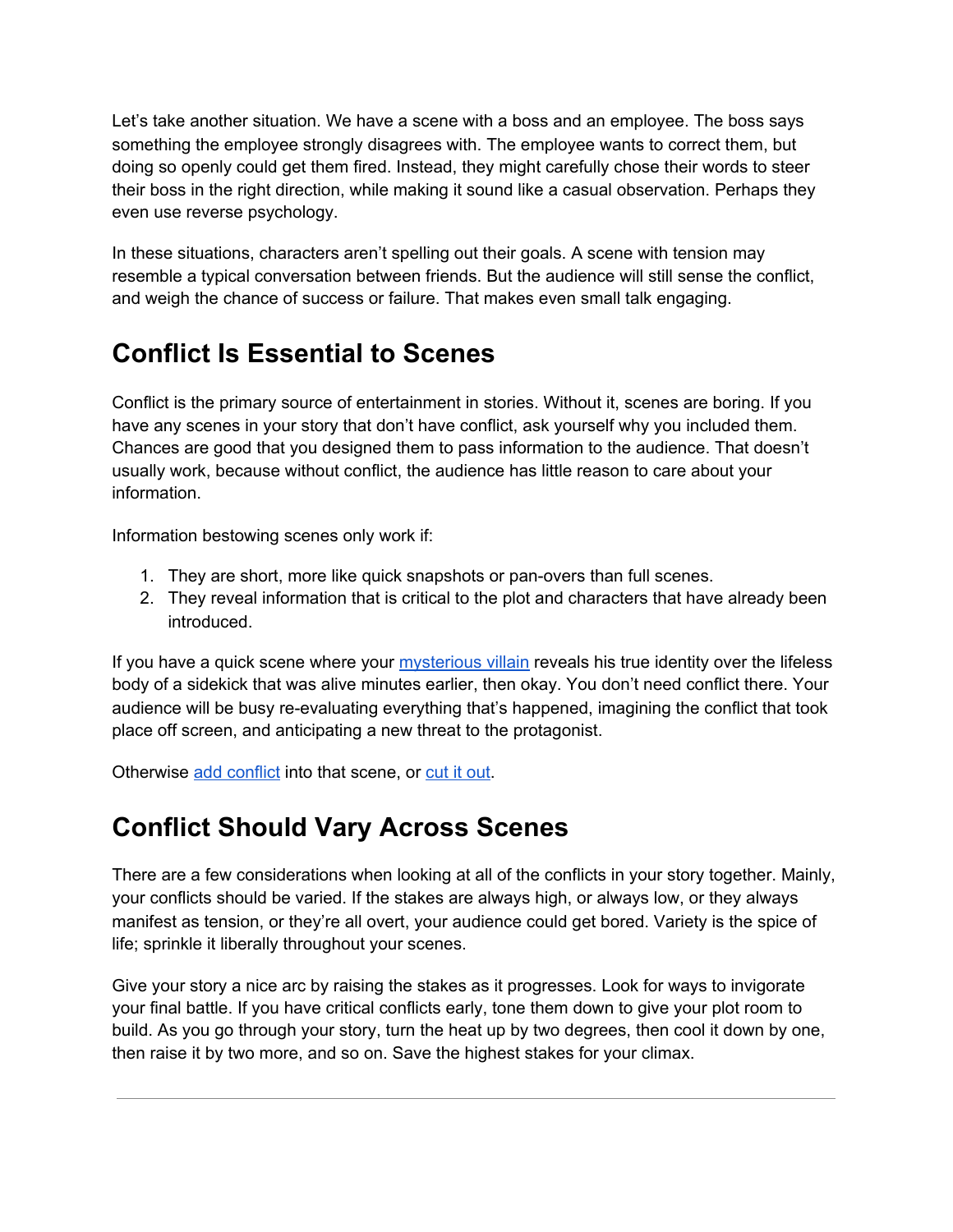Let's take another situation. We have a scene with a boss and an employee. The boss says something the employee strongly disagrees with. The employee wants to correct them, but doing so openly could get them fired. Instead, they might carefully chose their words to steer their boss in the right direction, while making it sound like a casual observation. Perhaps they even use reverse psychology.

In these situations, characters aren't spelling out their goals. A scene with tension may resemble a typical conversation between friends. But the audience will still sense the conflict, and weigh the chance of success or failure. That makes even small talk engaging.

## Conflict Is Essential to Scenes

Conflict is the primary source of entertainment in stories. Without it, scenes are boring. If you have any scenes in your story that don't have conflict, ask yourself why you included them. Chances are good that you designed them to pass information to the audience. That doesn't usually work, because without conflict, the audience has little reason to care about your information.

Information bestowing scenes only work if:

1. They are short, more like quick snapshots or pan-overs than full scenes.
2. They reveal information that is critical to the plot and characters that have already been introduced.

If you have a quick scene where your mysterious villain reveals his true identity over the lifeless body of a sidekick that was alive minutes earlier, then okay. You don't need conflict there. Your audience will be busy re-evaluating everything that's happened, imagining the conflict that took place off screen, and anticipating a new threat to the protagonist.

Otherwise add conflict into that scene, or cut it out.

## Conflict Should Vary Across Scenes

There are a few considerations when looking at all of the conflicts in your story together. Mainly, your conflicts should be varied. If the stakes are always high, or always low, or they always manifest as tension, or they're all overt, your audience could get bored. Variety is the spice of life; sprinkle it liberally throughout your scenes.

Give your story a nice arc by raising the stakes as it progresses. Look for ways to invigorate your final battle. If you have critical conflicts early, tone them down to give your plot room to build. As you go through your story, turn the heat up by two degrees, then cool it down by one, then raise it by two more, and so on. Save the highest stakes for your climax.

---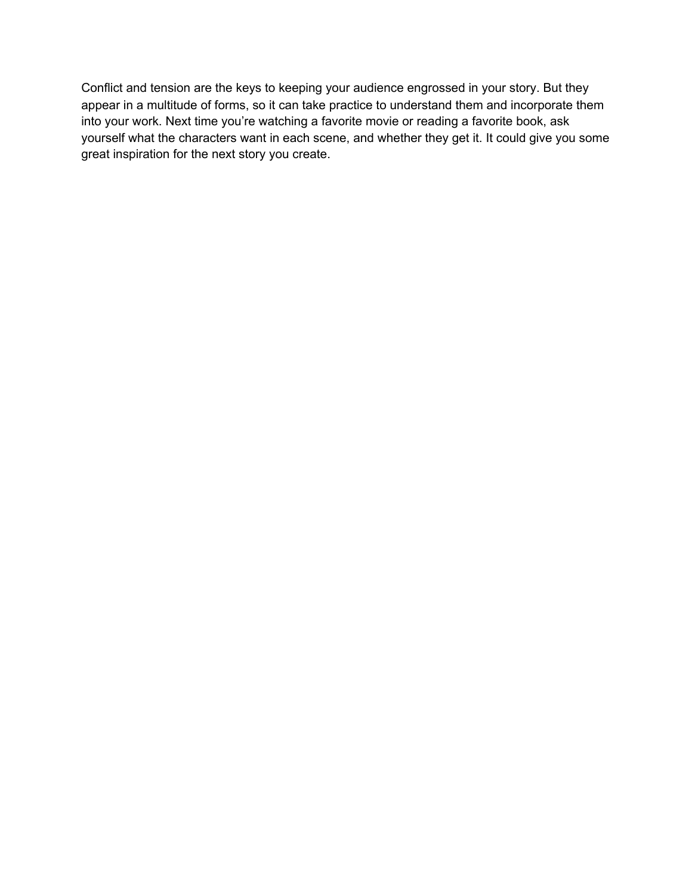Conflict and tension are the keys to keeping your audience engrossed in your story. But they appear in a multitude of forms, so it can take practice to understand them and incorporate them into your work. Next time you're watching a favorite movie or reading a favorite book, ask yourself what the characters want in each scene, and whether they get it. It could give you some great inspiration for the next story you create.